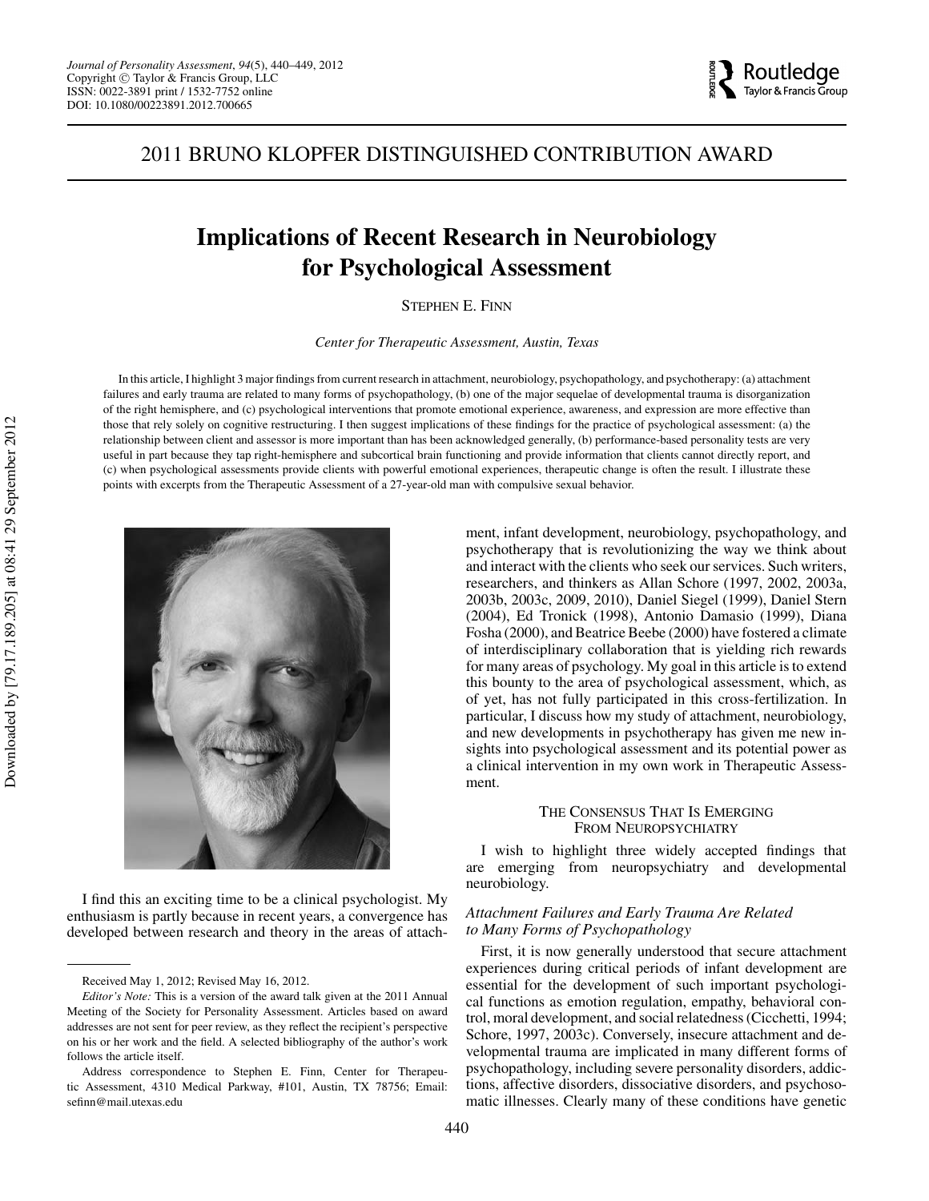## 2011 BRUNO KLOPFER DISTINGUISHED CONTRIBUTION AWARD

# Implications of Recent Research in Neurobiology for Psychological Assessment

STEPHEN E. FINN

*Center for Therapeutic Assessment, Austin, Texas*

In this article, I highlight 3 major findings from current research in attachment, neurobiology, psychopathology, and psychotherapy: (a) attachment failures and early trauma are related to many forms of psychopathology, (b) one of the major sequelae of developmental trauma is disorganization of the right hemisphere, and (c) psychological interventions that promote emotional experience, awareness, and expression are more effective than those that rely solely on cognitive restructuring. I then suggest implications of these findings for the practice of psychological assessment: (a) the relationship between client and assessor is more important than has been acknowledged generally, (b) performance-based personality tests are very useful in part because they tap right-hemisphere and subcortical brain functioning and provide information that clients cannot directly report, and (c) when psychological assessments provide clients with powerful emotional experiences, therapeutic change is often the result. I illustrate these points with excerpts from the Therapeutic Assessment of a 27-year-old man with compulsive sexual behavior.

I find this an exciting time to be a clinical psychologist. My enthusiasm is partly because in recent years, a convergence has developed between research and theory in the areas of attachment, infant development, neurobiology, psychopathology, and psychotherapy that is revolutionizing the way we think about and interact with the clients who seek our services. Such writers, researchers, and thinkers as Allan Schore (1997, 2002, 2003a, 2003b, 2003c, 2009, 2010), Daniel Siegel (1999), Daniel Stern (2004), Ed Tronick (1998), Antonio Damasio (1999), Diana Fosha (2000), and Beatrice Beebe (2000) have fostered a climate of interdisciplinary collaboration that is yielding rich rewards for many areas of psychology. My goal in this article is to extend this bounty to the area of psychological assessment, which, as of yet, has not fully participated in this cross-fertilization. In particular, I discuss how my study of attachment, neurobiology, and new developments in psychotherapy has given me new insights into psychological assessment and its potential power as a clinical intervention in my own work in Therapeutic Assessment.

### The Consensus That Is Emerging From Neuropsychiatry

I wish to highlight three widely accepted findings that are emerging from neuropsychiatry and developmental neurobiology.

#### *Attachment Failures and Early Trauma Are Related to Many Forms of Psychopathology*

First, it is now generally understood that secure attachment experiences during critical periods of infant development are essential for the development of such important psychological functions as emotion regulation, empathy, behavioral control, moral development, and social relatedness (Cicchetti, 1994; Schore, 1997, 2003c). Conversely, insecure attachment and developmental trauma are implicated in many different forms of psychopathology, including severe personality disorders, addictions, affective disorders, dissociative disorders, and psychosomatic illnesses. Clearly many of these conditions have genetic

---

Received May 1, 2012; Revised May 16, 2012.

*Editor's Note:* This is a version of the award talk given at the 2011 Annual Meeting of the Society for Personality Assessment. Articles based on award addresses are not sent for peer review, as they reflect the recipient's perspective on his or her work and the field. A selected bibliography of the author's work follows the article itself.

Address correspondence to Stephen E. Finn, Center for Therapeutic Assessment, 4310 Medical Parkway, #101, Austin, TX 78756; Email: sefinn@mail.utexas.edu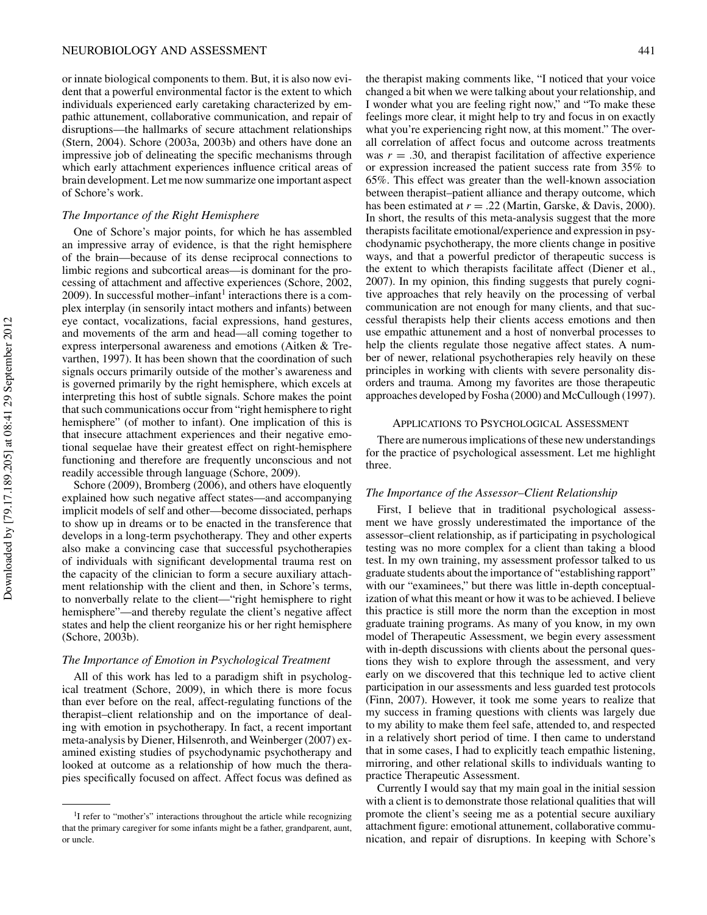or innate biological components to them. But, it is also now evident that a powerful environmental factor is the extent to which individuals experienced early caretaking characterized by empathic attunement, collaborative communication, and repair of disruptions—the hallmarks of secure attachment relationships (Stern, 2004). Schore (2003a, 2003b) and others have done an impressive job of delineating the specific mechanisms through which early attachment experiences influence critical areas of brain development. Let me now summarize one important aspect of Schore's work.

### *The Importance of the Right Hemisphere*

One of Schore's major points, for which he has assembled an impressive array of evidence, is that the right hemisphere of the brain—because of its dense reciprocal connections to limbic regions and subcortical areas—is dominant for the processing of attachment and affective experiences (Schore, 2002, 2009). In successful mother–infant[1] interactions there is a complex interplay (in sensorily intact mothers and infants) between eye contact, vocalizations, facial expressions, hand gestures, and movements of the arm and head—all coming together to express interpersonal awareness and emotions (Aitken & Trevarthen, 1997). It has been shown that the coordination of such signals occurs primarily outside of the mother's awareness and is governed primarily by the right hemisphere, which excels at interpreting this host of subtle signals. Schore makes the point that such communications occur from "right hemisphere to right hemisphere" (of mother to infant). One implication of this is that insecure attachment experiences and their negative emotional sequelae have their greatest effect on right-hemisphere functioning and therefore are frequently unconscious and not readily accessible through language (Schore, 2009).

Schore (2009), Bromberg (2006), and others have eloquently explained how such negative affect states—and accompanying implicit models of self and other—become dissociated, perhaps to show up in dreams or to be enacted in the transference that develops in a long-term psychotherapy. They and other experts also make a convincing case that successful psychotherapies of individuals with significant developmental trauma rest on the capacity of the clinician to form a secure auxiliary attachment relationship with the client and then, in Schore's terms, to nonverbally relate to the client—"right hemisphere to right hemisphere"—and thereby regulate the client's negative affect states and help the client reorganize his or her right hemisphere (Schore, 2003b).

### *The Importance of Emotion in Psychological Treatment*

All of this work has led to a paradigm shift in psychological treatment (Schore, 2009), in which there is more focus than ever before on the real, affect-regulating functions of the therapist–client relationship and on the importance of dealing with emotion in psychotherapy. In fact, a recent important meta-analysis by Diener, Hilsenroth, and Weinberger (2007) examined existing studies of psychodynamic psychotherapy and looked at outcome as a relationship of how much the therapies specifically focused on affect. Affect focus was defined as the therapist making comments like, "I noticed that your voice changed a bit when we were talking about your relationship, and I wonder what you are feeling right now," and "To make these feelings more clear, it might help to try and focus in on exactly what you're experiencing right now, at this moment." The overall correlation of affect focus and outcome across treatments was $r = .30$, and therapist facilitation of affective experience or expression increased the patient success rate from 35% to 65%. This effect was greater than the well-known association between therapist–patient alliance and therapy outcome, which has been estimated at $r = .22$ (Martin, Garske, & Davis, 2000). In short, the results of this meta-analysis suggest that the more therapists facilitate emotional/experience and expression in psychodynamic psychotherapy, the more clients change in positive ways, and that a powerful predictor of therapeutic success is the extent to which therapists facilitate affect (Diener et al., 2007). In my opinion, this finding suggests that purely cognitive approaches that rely heavily on the processing of verbal communication are not enough for many clients, and that successful therapists help their clients access emotions and then use empathic attunement and a host of nonverbal processes to help the clients regulate those negative affect states. A number of newer, relational psychotherapies rely heavily on these principles in working with clients with severe personality disorders and trauma. Among my favorites are those therapeutic approaches developed by Fosha (2000) and McCullough (1997).

## Applications to Psychological Assessment

There are numerous implications of these new understandings for the practice of psychological assessment. Let me highlight three.

### *The Importance of the Assessor–Client Relationship*

First, I believe that in traditional psychological assessment we have grossly underestimated the importance of the assessor–client relationship, as if participating in psychological testing was no more complex for a client than taking a blood test. In my own training, my assessment professor talked to us graduate students about the importance of "establishing rapport" with our "examinees," but there was little in-depth conceptualization of what this meant or how it was to be achieved. I believe this practice is still more the norm than the exception in most graduate training programs. As many of you know, in my own model of Therapeutic Assessment, we begin every assessment with in-depth discussions with clients about the personal questions they wish to explore through the assessment, and very early on we discovered that this technique led to active client participation in our assessments and less guarded test protocols (Finn, 2007). However, it took me some years to realize that my success in framing questions with clients was largely due to my ability to make them feel safe, attended to, and respected in a relatively short period of time. I then came to understand that in some cases, I had to explicitly teach empathic listening, mirroring, and other relational skills to individuals wanting to practice Therapeutic Assessment.

Currently I would say that my main goal in the initial session with a client is to demonstrate those relational qualities that will promote the client's seeing me as a potential secure auxiliary attachment figure: emotional attunement, collaborative communication, and repair of disruptions. In keeping with Schore's

[1]I refer to "mother's" interactions throughout the article while recognizing that the primary caregiver for some infants might be a father, grandparent, aunt, or uncle.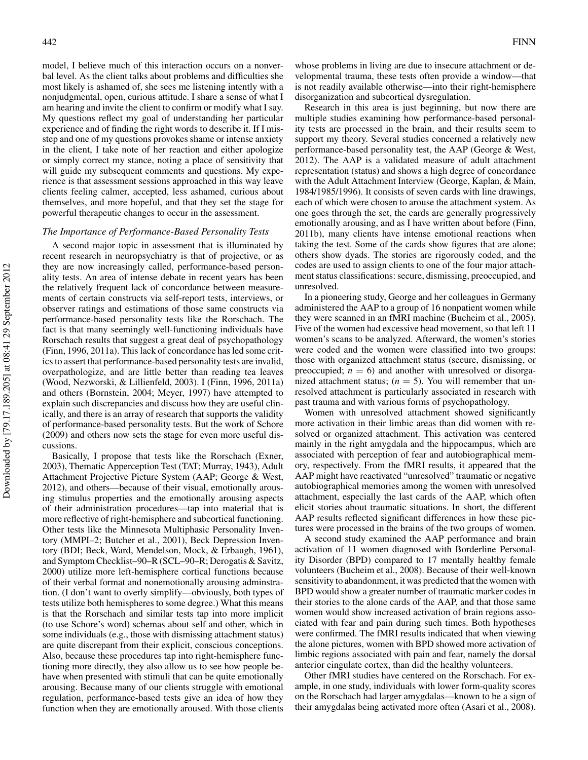model, I believe much of this interaction occurs on a nonverbal level. As the client talks about problems and difficulties she most likely is ashamed of, she sees me listening intently with a nonjudgmental, open, curious attitude. I share a sense of what I am hearing and invite the client to confirm or modify what I say. My questions reflect my goal of understanding her particular experience and of finding the right words to describe it. If I misstep and one of my questions provokes shame or intense anxiety in the client, I take note of her reaction and either apologize or simply correct my stance, noting a place of sensitivity that will guide my subsequent comments and questions. My experience is that assessment sessions approached in this way leave clients feeling calmer, accepted, less ashamed, curious about themselves, and more hopeful, and that they set the stage for powerful therapeutic changes to occur in the assessment.

### *The Importance of Performance-Based Personality Tests*

A second major topic in assessment that is illuminated by recent research in neuropsychiatry is that of projective, or as they are now increasingly called, performance-based personality tests. An area of intense debate in recent years has been the relatively frequent lack of concordance between measurements of certain constructs via self-report tests, interviews, or observer ratings and estimations of those same constructs via performance-based personality tests like the Rorschach. The fact is that many seemingly well-functioning individuals have Rorschach results that suggest a great deal of psychopathology (Finn, 1996, 2011a). This lack of concordance has led some critics to assert that performance-based personality tests are invalid, overpathologize, and are little better than reading tea leaves (Wood, Nezworski, & Lillienfeld, 2003). I (Finn, 1996, 2011a) and others (Bornstein, 2004; Meyer, 1997) have attempted to explain such discrepancies and discuss how they are useful clinically, and there is an array of research that supports the validity of performance-based personality tests. But the work of Schore (2009) and others now sets the stage for even more useful discussions.

Basically, I propose that tests like the Rorschach (Exner, 2003), Thematic Apperception Test (TAT; Murray, 1943), Adult Attachment Projective Picture System (AAP; George & West, 2012), and others—because of their visual, emotionally arousing stimulus properties and the emotionally arousing aspects of their administration procedures—tap into material that is more reflective of right-hemisphere and subcortical functioning. Other tests like the Minnesota Multiphasic Personality Inventory (MMPI–2; Butcher et al., 2001), Beck Depression Inventory (BDI; Beck, Ward, Mendelson, Mock, & Erbaugh, 1961), and Symptom Checklist–90–R (SCL–90–R; Derogatis & Savitz, 2000) utilize more left-hemisphere cortical functions because of their verbal format and nonemotionally arousing adminstration. (I don't want to overly simplify—obviously, both types of tests utilize both hemispheres to some degree.) What this means is that the Rorschach and similar tests tap into more implicit (to use Schore's word) schemas about self and other, which in some individuals (e.g., those with dismissing attachment status) are quite discrepant from their explicit, conscious conceptions. Also, because these procedures tap into right-hemisphere functioning more directly, they also allow us to see how people behave when presented with stimuli that can be quite emotionally arousing. Because many of our clients struggle with emotional regulation, performance-based tests give an idea of how they function when they are emotionally aroused. With those clients whose problems in living are due to insecure attachment or developmental trauma, these tests often provide a window—that is not readily available otherwise—into their right-hemisphere disorganization and subcortical dysregulation.

Research in this area is just beginning, but now there are multiple studies examining how performance-based personality tests are processed in the brain, and their results seem to support my theory. Several studies concerned a relatively new performance-based personality test, the AAP (George & West, 2012). The AAP is a validated measure of adult attachment representation (status) and shows a high degree of concordance with the Adult Attachment Interview (George, Kaplan, & Main, 1984/1985/1996). It consists of seven cards with line drawings, each of which were chosen to arouse the attachment system. As one goes through the set, the cards are generally progressively emotionally arousing, and as I have written about before (Finn, 2011b), many clients have intense emotional reactions when taking the test. Some of the cards show figures that are alone; others show dyads. The stories are rigorously coded, and the codes are used to assign clients to one of the four major attachment status classifications: secure, dismissing, preoccupied, and unresolved.

In a pioneering study, George and her colleagues in Germany administered the AAP to a group of 16 nonpatient women while they were scanned in an fMRI machine (Bucheim et al., 2005). Five of the women had excessive head movement, so that left 11 women's scans to be analyzed. Afterward, the women's stories were coded and the women were classified into two groups: those with organized attachment status (secure, dismissing, or preoccupied; $n = 6$) and another with unresolved or disorganized attachment status; ($n = 5$). You will remember that unresolved attachment is particularly associated in research with past trauma and with various forms of psychopathology.

Women with unresolved attachment showed significantly more activation in their limbic areas than did women with resolved or organized attachment. This activation was centered mainly in the right amygdala and the hippocampus, which are associated with perception of fear and autobiographical memory, respectively. From the fMRI results, it appeared that the AAP might have reactivated "unresolved" traumatic or negative autobiographical memories among the women with unresolved attachment, especially the last cards of the AAP, which often elicit stories about traumatic situations. In short, the different AAP results reflected significant differences in how these pictures were processed in the brains of the two groups of women.

A second study examined the AAP performance and brain activation of 11 women diagnosed with Borderline Personality Disorder (BPD) compared to 17 mentally healthy female volunteers (Bucheim et al., 2008). Because of their well-known sensitivity to abandonment, it was predicted that the women with BPD would show a greater number of traumatic marker codes in their stories to the alone cards of the AAP, and that those same women would show increased activation of brain regions associated with fear and pain during such times. Both hypotheses were confirmed. The fMRI results indicated that when viewing the alone pictures, women with BPD showed more activation of limbic regions associated with pain and fear, namely the dorsal anterior cingulate cortex, than did the healthy volunteers.

Other fMRI studies have centered on the Rorschach. For example, in one study, individuals with lower form-quality scores on the Rorschach had larger amygdalas—known to be a sign of their amygdalas being activated more often (Asari et al., 2008).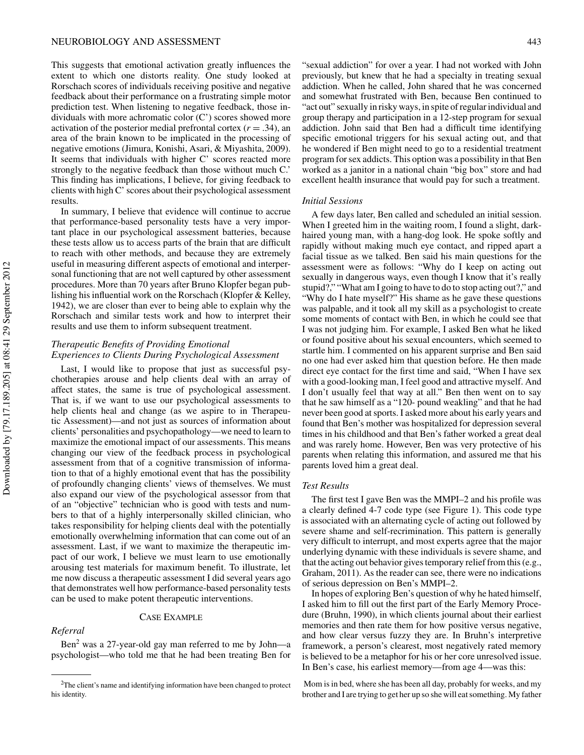This suggests that emotional activation greatly influences the extent to which one distorts reality. One study looked at Rorschach scores of individuals receiving positive and negative feedback about their performance on a frustrating simple motor prediction test. When listening to negative feedback, those individuals with more achromatic color (C') scores showed more activation of the posterior medial prefrontal cortex ($r = .34$), an area of the brain known to be implicated in the processing of negative emotions (Jimura, Konishi, Asari, & Miyashita, 2009). It seems that individuals with higher C' scores reacted more strongly to the negative feedback than those without much C.' This finding has implications, I believe, for giving feedback to clients with high C' scores about their psychological assessment results.

In summary, I believe that evidence will continue to accrue that performance-based personality tests have a very important place in our psychological assessment batteries, because these tests allow us to access parts of the brain that are difficult to reach with other methods, and because they are extremely useful in measuring different aspects of emotional and interpersonal functioning that are not well captured by other assessment procedures. More than 70 years after Bruno Klopfer began publishing his influential work on the Rorschach (Klopfer & Kelley, 1942), we are closer than ever to being able to explain why the Rorschach and similar tests work and how to interpret their results and use them to inform subsequent treatment.

### *Therapeutic Benefits of Providing Emotional Experiences to Clients During Psychological Assessment*

Last, I would like to propose that just as successful psychotherapies arouse and help clients deal with an array of affect states, the same is true of psychological assessment. That is, if we want to use our psychological assessments to help clients heal and change (as we aspire to in Therapeutic Assessment)—and not just as sources of information about clients' personalities and psychopathology—we need to learn to maximize the emotional impact of our assessments. This means changing our view of the feedback process in psychological assessment from that of a cognitive transmission of information to that of a highly emotional event that has the possibility of profoundly changing clients' views of themselves. We must also expand our view of the psychological assessor from that of an "objective" technician who is good with tests and numbers to that of a highly interpersonally skilled clinician, who takes responsibility for helping clients deal with the potentially emotionally overwhelming information that can come out of an assessment. Last, if we want to maximize the therapeutic impact of our work, I believe we must learn to use emotionally arousing test materials for maximum benefit. To illustrate, let me now discuss a therapeutic assessment I did several years ago that demonstrates well how performance-based personality tests can be used to make potent therapeutic interventions.

## CASE EXAMPLE

### *Referral*

Ben[2] was a 27-year-old gay man referred to me by John—a psychologist—who told me that he had been treating Ben for "sexual addiction" for over a year. I had not worked with John previously, but knew that he had a specialty in treating sexual addiction. When he called, John shared that he was concerned and somewhat frustrated with Ben, because Ben continued to "act out" sexually in risky ways, in spite of regular individual and group therapy and participation in a 12-step program for sexual addiction. John said that Ben had a difficult time identifying specific emotional triggers for his sexual acting out, and that he wondered if Ben might need to go to a residential treatment program for sex addicts. This option was a possibility in that Ben worked as a janitor in a national chain "big box" store and had excellent health insurance that would pay for such a treatment.

### *Initial Sessions*

A few days later, Ben called and scheduled an initial session. When I greeted him in the waiting room, I found a slight, dark-haired young man, with a hang-dog look. He spoke softly and rapidly without making much eye contact, and ripped apart a facial tissue as we talked. Ben said his main questions for the assessment were as follows: "Why do I keep on acting out sexually in dangerous ways, even though I know that it's really stupid?," "What am I going to have to do to stop acting out?," and "Why do I hate myself?" His shame as he gave these questions was palpable, and it took all my skill as a psychologist to create some moments of contact with Ben, in which he could see that I was not judging him. For example, I asked Ben what he liked or found positive about his sexual encounters, which seemed to startle him. I commented on his apparent surprise and Ben said no one had ever asked him that question before. He then made direct eye contact for the first time and said, "When I have sex with a good-looking man, I feel good and attractive myself. And I don't usually feel that way at all." Ben then went on to say that he saw himself as a "120- pound weakling" and that he had never been good at sports. I asked more about his early years and found that Ben's mother was hospitalized for depression several times in his childhood and that Ben's father worked a great deal and was rarely home. However, Ben was very protective of his parents when relating this information, and assured me that his parents loved him a great deal.

### *Test Results*

The first test I gave Ben was the MMPI–2 and his profile was a clearly defined 4-7 code type (see Figure 1). This code type is associated with an alternating cycle of acting out followed by severe shame and self-recrimination. This pattern is generally very difficult to interrupt, and most experts agree that the major underlying dynamic with these individuals is severe shame, and that the acting out behavior gives temporary relief from this (e.g., Graham, 2011). As the reader can see, there were no indications of serious depression on Ben's MMPI–2.

In hopes of exploring Ben's question of why he hated himself, I asked him to fill out the first part of the Early Memory Procedure (Bruhn, 1990), in which clients journal about their earliest memories and then rate them for how positive versus negative, and how clear versus fuzzy they are. In Bruhn's interpretive framework, a person's clearest, most negatively rated memory is believed to be a metaphor for his or her core unresolved issue. In Ben's case, his earliest memory—from age 4—was this:

Mom is in bed, where she has been all day, probably for weeks, and my brother and I are trying to get her up so she will eat something. My father

[2]The client's name and identifying information have been changed to protect his identity.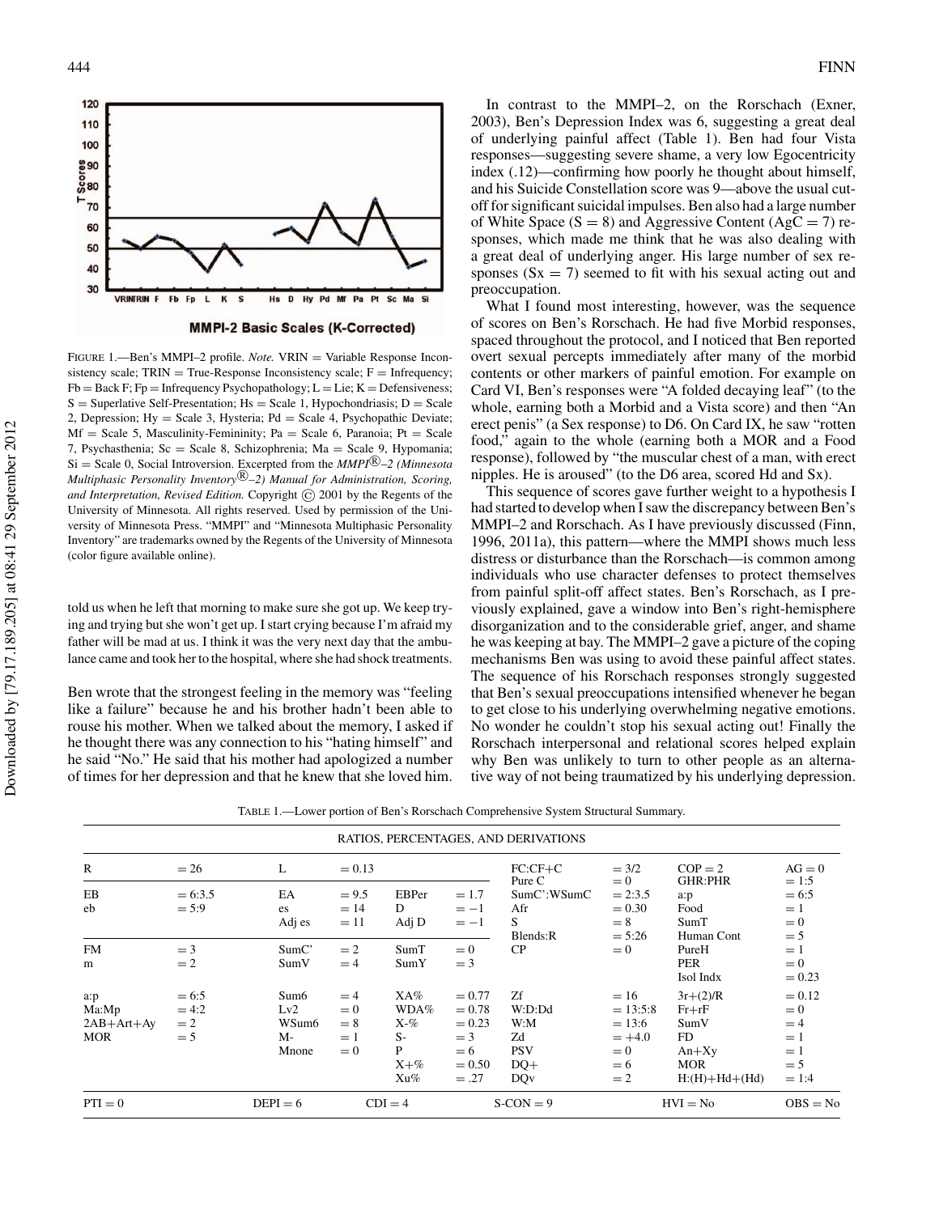FIGURE 1.—Ben's MMPI–2 profile. *Note.* VRIN = Variable Response Inconsistency scale; TRIN = True-Response Inconsistency scale; F = Infrequency; Fb = Back F; Fp = Infrequency Psychopathology; L = Lie; K = Defensiveness; S = Superlative Self-Presentation; Hs = Scale 1, Hypochondriasis; D = Scale 2, Depression; Hy = Scale 3, Hysteria; Pd = Scale 4, Psychopathic Deviate; Mf = Scale 5, Masculinity-Femininity; Pa = Scale 6, Paranoia; Pt = Scale 7, Psychasthenia; Sc = Scale 8, Schizophrenia; Ma = Scale 9, Hypomania; Si = Scale 0, Social Introversion. Excerpted from the *MMPI®–2 (Minnesota Multiphasic Personality Inventory®–2) Manual for Administration, Scoring, and Interpretation, Revised Edition.* Copyright © 2001 by the Regents of the University of Minnesota. All rights reserved. Used by permission of the University of Minnesota Press. "MMPI" and "Minnesota Multiphasic Personality Inventory" are trademarks owned by the Regents of the University of Minnesota (color figure available online).

told us when he left that morning to make sure she got up. We keep trying and trying but she won't get up. I start crying because I'm afraid my father will be mad at us. I think it was the very next day that the ambulance came and took her to the hospital, where she had shock treatments.

Ben wrote that the strongest feeling in the memory was "feeling like a failure" because he and his brother hadn't been able to rouse his mother. When we talked about the memory, I asked if he thought there was any connection to his "hating himself" and he said "No." He said that his mother had apologized a number of times for her depression and that he knew that she loved him.

In contrast to the MMPI–2, on the Rorschach (Exner, 2003), Ben's Depression Index was 6, suggesting a great deal of underlying painful affect (Table 1). Ben had four Vista responses—suggesting severe shame, a very low Egocentricity index (.12)—confirming how poorly he thought about himself, and his Suicide Constellation score was 9—above the usual cutoff for significant suicidal impulses. Ben also had a large number of White Space (S = 8) and Aggressive Content (AgC = 7) responses, which made me think that he was also dealing with a great deal of underlying anger. His large number of sex responses (Sx = 7) seemed to fit with his sexual acting out and preoccupation.

What I found most interesting, however, was the sequence of scores on Ben's Rorschach. He had five Morbid responses, spaced throughout the protocol, and I noticed that Ben reported overt sexual percepts immediately after many of the morbid contents or other markers of painful emotion. For example on Card VI, Ben's responses were "A folded decaying leaf" (to the whole, earning both a Morbid and a Vista score) and then "An erect penis" (a Sex response) to D6. On Card IX, he saw "rotten food," again to the whole (earning both a MOR and a Food response), followed by "the muscular chest of a man, with erect nipples. He is aroused" (to the D6 area, scored Hd and Sx).

This sequence of scores gave further weight to a hypothesis I had started to develop when I saw the discrepancy between Ben's MMPI–2 and Rorschach. As I have previously discussed (Finn, 1996, 2011a), this pattern—where the MMPI shows much less distress or disturbance than the Rorschach—is common among individuals who use character defenses to protect themselves from painful split-off affect states. Ben's Rorschach, as I previously explained, gave a window into Ben's right-hemisphere disorganization and to the considerable grief, anger, and shame he was keeping at bay. The MMPI–2 gave a picture of the coping mechanisms Ben was using to avoid these painful affect states. The sequence of his Rorschach responses strongly suggested that Ben's sexual preoccupations intensified whenever he began to get close to his underlying overwhelming negative emotions. No wonder he couldn't stop his sexual acting out! Finally the Rorschach interpersonal and relational scores helped explain why Ben was unlikely to turn to other people as an alternative way of not being traumatized by his underlying depression.

TABLE 1.—Lower portion of Ben's Rorschach Comprehensive System Structural Summary.

| RATIOS, PERCENTAGES, AND DERIVATIONS | | | | | | | | | |
|---|---|---|---|---|---|---|---|---|---|
| R | = 26 | L | = 0.13 | | | FC:CF+C | = 3/2 | COP = 2 | AG = 0 |
| | | | | | | Pure C | = 0 | GHR:PHR | = 1:5 |
| EB | = 6:3.5 | EA | = 9.5 | EBPer | = 1.7 | SumC':WSumC | = 2:3.5 | a:p | = 6:5 |
| eb | = 5:9 | es | = 14 | D | = −1 | Afr | = 0.30 | Food | = 1 |
| | | Adj es | = 11 | Adj D | = −1 | S | = 8 | SumT | = 0 |
| | | | | | | Blends:R | = 5:26 | Human Cont | = 5 |
| FM | = 3 | SumC' | = 2 | SumT | = 0 | CP | = 0 | PureH | = 1 |
| m | = 2 | SumV | = 4 | SumY | = 3 | | | PER | = 0 |
| | | | | | | | | Isol Indx | = 0.23 |
| a:p | = 6:5 | Sum6 | = 4 | XA% | = 0.77 | Zf | = 16 | 3r+(2)/R | = 0.12 |
| Ma:Mp | = 4:2 | Lv2 | = 0 | WDA% | = 0.78 | W:D:Dd | = 13:5:8 | Fr+rF | = 0 |
| 2AB+Art+Ay | = 2 | WSum6 | = 8 | X-% | = 0.23 | W:M | = 13:6 | SumV | = 4 |
| MOR | = 5 | M- | = 1 | S- | = 3 | Zd | = +4.0 | FD | = 1 |
| | | Mnone | = 0 | P | = 6 | PSV | = 0 | An+Xy | = 1 |
| | | | | X+% | = 0.50 | DQ+ | = 6 | MOR | = 5 |
| | | | | Xu% | = .27 | DQv | = 2 | H:(H)+Hd+(Hd) | = 1:4 |
| PTI = 0 | | DEPI = 6 | | CDI = 4 | | S-CON = 9 | | HVI = No | OBS = No |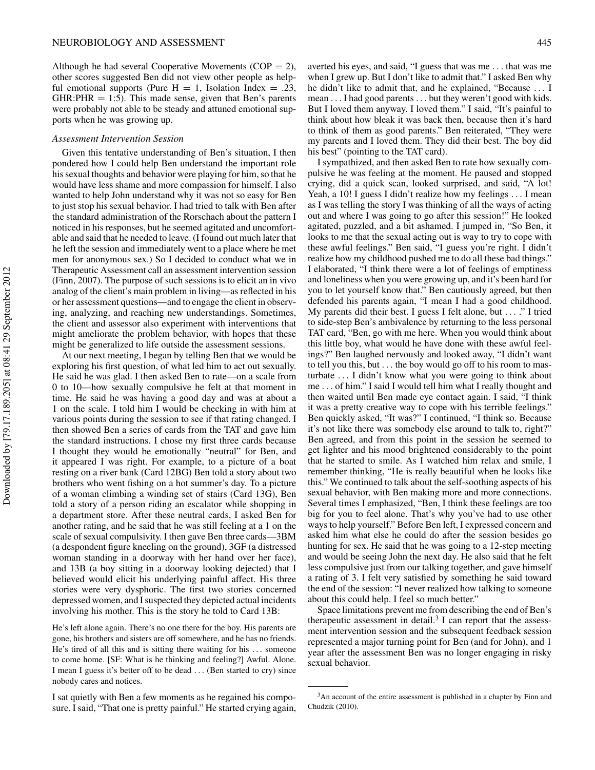Although he had several Cooperative Movements (COP = 2), other scores suggested Ben did not view other people as helpful emotional supports (Pure H = 1, Isolation Index = .23, GHR:PHR = 1:5). This made sense, given that Ben's parents were probably not able to be steady and attuned emotional supports when he was growing up.

### *Assessment Intervention Session*

Given this tentative understanding of Ben's situation, I then pondered how I could help Ben understand the important role his sexual thoughts and behavior were playing for him, so that he would have less shame and more compassion for himself. I also wanted to help John understand why it was not so easy for Ben to just stop his sexual behavior. I had tried to talk with Ben after the standard administration of the Rorschach about the pattern I noticed in his responses, but he seemed agitated and uncomfortable and said that he needed to leave. (I found out much later that he left the session and immediately went to a place where he met men for anonymous sex.) So I decided to conduct what we in Therapeutic Assessment call an assessment intervention session (Finn, 2007). The purpose of such sessions is to elicit an in vivo analog of the client's main problem in living—as reflected in his or her assessment questions—and to engage the client in observing, analyzing, and reaching new understandings. Sometimes, the client and assessor also experiment with interventions that might ameliorate the problem behavior, with hopes that these might be generalized to life outside the assessment sessions.

At our next meeting, I began by telling Ben that we would be exploring his first question, of what led him to act out sexually. He said he was glad. I then asked Ben to rate—on a scale from 0 to 10—how sexually compulsive he felt at that moment in time. He said he was having a good day and was at about a 1 on the scale. I told him I would be checking in with him at various points during the session to see if that rating changed. I then showed Ben a series of cards from the TAT and gave him the standard instructions. I chose my first three cards because I thought they would be emotionally "neutral" for Ben, and it appeared I was right. For example, to a picture of a boat resting on a river bank (Card 12BG) Ben told a story about two brothers who went fishing on a hot summer's day. To a picture of a woman climbing a winding set of stairs (Card 13G), Ben told a story of a person riding an escalator while shopping in a department store. After these neutral cards, I asked Ben for another rating, and he said that he was still feeling at a 1 on the scale of sexual compulsivity. I then gave Ben three cards—3BM (a despondent figure kneeling on the ground), 3GF (a distressed woman standing in a doorway with her hand over her face), and 13B (a boy sitting in a doorway looking dejected) that I believed would elicit his underlying painful affect. His three stories were very dysphoric. The first two stories concerned depressed women, and I suspected they depicted actual incidents involving his mother. This is the story he told to Card 13B:

> He's left alone again. There's no one there for the boy. His parents are gone, his brothers and sisters are off somewhere, and he has no friends. He's tired of all this and is sitting there waiting for his . . . someone to come home. [SF: What is he thinking and feeling?] Awful. Alone. I mean I guess it's better off to be dead . . . (Ben started to cry) since nobody cares and notices.

I sat quietly with Ben a few moments as he regained his composure. I said, "That one is pretty painful." He started crying again, averted his eyes, and said, "I guess that was me . . . that was me when I grew up. But I don't like to admit that." I asked Ben why he didn't like to admit that, and he explained, "Because . . . I mean . . . I had good parents . . . but they weren't good with kids. But I loved them anyway. I loved them." I said, "It's painful to think about how bleak it was back then, because then it's hard to think of them as good parents." Ben reiterated, "They were my parents and I loved them. They did their best. The boy did his best" (pointing to the TAT card).

I sympathized, and then asked Ben to rate how sexually compulsive he was feeling at the moment. He paused and stopped crying, did a quick scan, looked surprised, and said, "A lot! Yeah, a 10! I guess I didn't realize how my feelings . . . I mean as I was telling the story I was thinking of all the ways of acting out and where I was going to go after this session!" He looked agitated, puzzled, and a bit ashamed. I jumped in, "So Ben, it looks to me that the sexual acting out is way to try to cope with these awful feelings." Ben said, "I guess you're right. I didn't realize how my childhood pushed me to do all these bad things." I elaborated, "I think there were a lot of feelings of emptiness and loneliness when you were growing up, and it's been hard for you to let yourself know that." Ben cautiously agreed, but then defended his parents again, "I mean I had a good childhood. My parents did their best. I guess I felt alone, but . . . ." I tried to side-step Ben's ambivalence by returning to the less personal TAT card, "Ben, go with me here. When you would think about this little boy, what would he have done with these awful feelings?" Ben laughed nervously and looked away, "I didn't want to tell you this, but . . . the boy would go off to his room to masturbate . . . I didn't know what you were going to think about me . . . of him." I said I would tell him what I really thought and then waited until Ben made eye contact again. I said, "I think it was a pretty creative way to cope with his terrible feelings." Ben quickly asked, "It was?" I continued, "I think so. Because it's not like there was somebody else around to talk to, right?" Ben agreed, and from this point in the session he seemed to get lighter and his mood brightened considerably to the point that he started to smile. As I watched him relax and smile, I remember thinking, "He is really beautiful when he looks like this." We continued to talk about the self-soothing aspects of his sexual behavior, with Ben making more and more connections. Several times I emphasized, "Ben, I think these feelings are too big for you to feel alone. That's why you've had to use other ways to help yourself." Before Ben left, I expressed concern and asked him what else he could do after the session besides go hunting for sex. He said that he was going to a 12-step meeting and would be seeing John the next day. He also said that he felt less compulsive just from our talking together, and gave himself a rating of 3. I felt very satisfied by something he said toward the end of the session: "I never realized how talking to someone about this could help. I feel so much better."

Space limitations prevent me from describing the end of Ben's therapeutic assessment in detail.[3] I can report that the assessment intervention session and the subsequent feedback session represented a major turning point for Ben (and for John), and 1 year after the assessment Ben was no longer engaging in risky sexual behavior.

[3] An account of the entire assessment is published in a chapter by Finn and Chudzik (2010).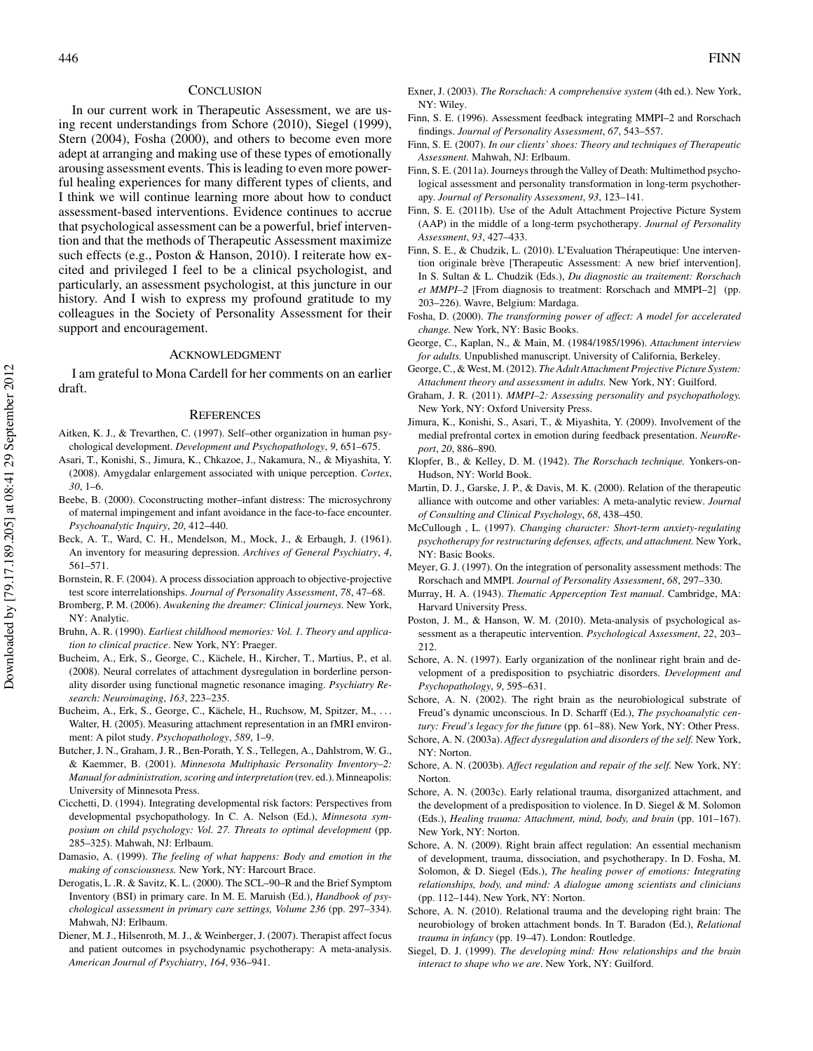## CONCLUSION

In our current work in Therapeutic Assessment, we are using recent understandings from Schore (2010), Siegel (1999), Stern (2004), Fosha (2000), and others to become even more adept at arranging and making use of these types of emotionally arousing assessment events. This is leading to even more powerful healing experiences for many different types of clients, and I think we will continue learning more about how to conduct assessment-based interventions. Evidence continues to accrue that psychological assessment can be a powerful, brief intervention and that the methods of Therapeutic Assessment maximize such effects (e.g., Poston & Hanson, 2010). I reiterate how excited and privileged I feel to be a clinical psychologist, and particularly, an assessment psychologist, at this juncture in our history. And I wish to express my profound gratitude to my colleagues in the Society of Personality Assessment for their support and encouragement.

## ACKNOWLEDGMENT

I am grateful to Mona Cardell for her comments on an earlier draft.

## REFERENCES

Aitken, K. J., & Trevarthen, C. (1997). Self–other organization in human psychological development. *Development and Psychopathology*, *9*, 651–675.

Asari, T., Konishi, S., Jimura, K., Chkazoe, J., Nakamura, N., & Miyashita, Y. (2008). Amygdalar enlargement associated with unique perception. *Cortex*, *30*, 1–6.

Beebe, B. (2000). Coconstructing mother–infant distress: The microsychrony of maternal impingement and infant avoidance in the face-to-face encounter. *Psychoanalytic Inquiry*, *20*, 412–440.

Beck, A. T., Ward, C. H., Mendelson, M., Mock, J., & Erbaugh, J. (1961). An inventory for measuring depression. *Archives of General Psychiatry*, *4*, 561–571.

Bornstein, R. F. (2004). A process dissociation approach to objective-projective test score interrelationships. *Journal of Personality Assessment*, *78*, 47–68.

Bromberg, P. M. (2006). *Awakening the dreamer: Clinical journeys.* New York, NY: Analytic.

Bruhn, A. R. (1990). *Earliest childhood memories: Vol. 1. Theory and application to clinical practice*. New York, NY: Praeger.

Bucheim, A., Erk, S., George, C., Kächele, H., Kircher, T., Martius, P., et al. (2008). Neural correlates of attachment dysregulation in borderline personality disorder using functional magnetic resonance imaging. *Psychiatry Research: Neuroimaging*, *163*, 223–235.

Bucheim, A., Erk, S., George, C., Kächele, H., Ruchsow, M, Spitzer, M., ... Walter, H. (2005). Measuring attachment representation in an fMRI environment: A pilot study. *Psychopathology*, *589*, 1–9.

Butcher, J. N., Graham, J. R., Ben-Porath, Y. S., Tellegen, A., Dahlstrom, W. G., & Kaemmer, B. (2001). *Minnesota Multiphasic Personality Inventory–2: Manual for administration, scoring and interpretation* (rev. ed.). Minneapolis: University of Minnesota Press.

Cicchetti, D. (1994). Integrating developmental risk factors: Perspectives from developmental psychopathology. In C. A. Nelson (Ed.), *Minnesota symposium on child psychology: Vol. 27. Threats to optimal development* (pp. 285–325). Mahwah, NJ: Erlbaum.

Damasio, A. (1999). *The feeling of what happens: Body and emotion in the making of consciousness.* New York, NY: Harcourt Brace.

Derogatis, L .R. & Savitz, K. L. (2000). The SCL–90–R and the Brief Symptom Inventory (BSI) in primary care. In M. E. Maruish (Ed.), *Handbook of psychological assessment in primary care settings, Volume 236* (pp. 297–334). Mahwah, NJ: Erlbaum.

Diener, M. J., Hilsenroth, M. J., & Weinberger, J. (2007). Therapist affect focus and patient outcomes in psychodynamic psychotherapy: A meta-analysis. *American Journal of Psychiatry*, *164*, 936–941.

Exner, J. (2003). *The Rorschach: A comprehensive system* (4th ed.). New York, NY: Wiley.

Finn, S. E. (1996). Assessment feedback integrating MMPI–2 and Rorschach findings. *Journal of Personality Assessment*, *67*, 543–557.

Finn, S. E. (2007). *In our clients' shoes: Theory and techniques of Therapeutic Assessment.* Mahwah, NJ: Erlbaum.

Finn, S. E. (2011a). Journeys through the Valley of Death: Multimethod psychological assessment and personality transformation in long-term psychotherapy. *Journal of Personality Assessment*, *93*, 123–141.

Finn, S. E. (2011b). Use of the Adult Attachment Projective Picture System (AAP) in the middle of a long-term psychotherapy. *Journal of Personality Assessment*, *93*, 427–433.

Finn, S. E., & Chudzik, L. (2010). L'Evaluation Thérapeutique: Une intervention originale brève [Therapeutic Assessment: A new brief intervention]. In S. Sultan & L. Chudzik (Eds.), *Du diagnostic au traitement: Rorschach et MMPI–2* [From diagnosis to treatment: Rorschach and MMPI–2] (pp. 203–226). Wavre, Belgium: Mardaga.

Fosha, D. (2000). *The transforming power of affect: A model for accelerated change.* New York, NY: Basic Books.

George, C., Kaplan, N., & Main, M. (1984/1985/1996). *Attachment interview for adults.* Unpublished manuscript. University of California, Berkeley.

George, C., & West, M. (2012). *The Adult Attachment Projective Picture System: Attachment theory and assessment in adults.* New York, NY: Guilford.

Graham, J. R. (2011). *MMPI–2: Assessing personality and psychopathology.* New York, NY: Oxford University Press.

Jimura, K., Konishi, S., Asari, T., & Miyashita, Y. (2009). Involvement of the medial prefrontal cortex in emotion during feedback presentation. *NeuroReport*, *20*, 886–890.

Klopfer, B., & Kelley, D. M. (1942). *The Rorschach technique.* Yonkers-on-Hudson, NY: World Book.

Martin, D. J., Garske, J. P., & Davis, M. K. (2000). Relation of the therapeutic alliance with outcome and other variables: A meta-analytic review. *Journal of Consulting and Clinical Psychology*, *68*, 438–450.

McCullough , L. (1997). *Changing character: Short-term anxiety-regulating psychotherapy for restructuring defenses, affects, and attachment.* New York, NY: Basic Books.

Meyer, G. J. (1997). On the integration of personality assessment methods: The Rorschach and MMPI. *Journal of Personality Assessment*, *68*, 297–330.

Murray, H. A. (1943). *Thematic Apperception Test manual*. Cambridge, MA: Harvard University Press.

Poston, J. M., & Hanson, W. M. (2010). Meta-analysis of psychological assessment as a therapeutic intervention. *Psychological Assessment*, *22*, 203–212.

Schore, A. N. (1997). Early organization of the nonlinear right brain and development of a predisposition to psychiatric disorders. *Development and Psychopathology*, *9*, 595–631.

Schore, A. N. (2002). The right brain as the neurobiological substrate of Freud's dynamic unconscious. In D. Scharff (Ed.), *The psychoanalytic century: Freud's legacy for the future* (pp. 61–88). New York, NY: Other Press.

Schore, A. N. (2003a). *Affect dysregulation and disorders of the self.* New York, NY: Norton.

Schore, A. N. (2003b). *Affect regulation and repair of the self.* New York, NY: Norton.

Schore, A. N. (2003c). Early relational trauma, disorganized attachment, and the development of a predisposition to violence. In D. Siegel & M. Solomon (Eds.), *Healing trauma: Attachment, mind, body, and brain* (pp. 101–167). New York, NY: Norton.

Schore, A. N. (2009). Right brain affect regulation: An essential mechanism of development, trauma, dissociation, and psychotherapy. In D. Fosha, M. Solomon, & D. Siegel (Eds.), *The healing power of emotions: Integrating relationships, body, and mind: A dialogue among scientists and clinicians* (pp. 112–144). New York, NY: Norton.

Schore, A. N. (2010). Relational trauma and the developing right brain: The neurobiology of broken attachment bonds. In T. Baradon (Ed.), *Relational trauma in infancy* (pp. 19–47). London: Routledge.

Siegel, D. J. (1999). *The developing mind: How relationships and the brain interact to shape who we are*. New York, NY: Guilford.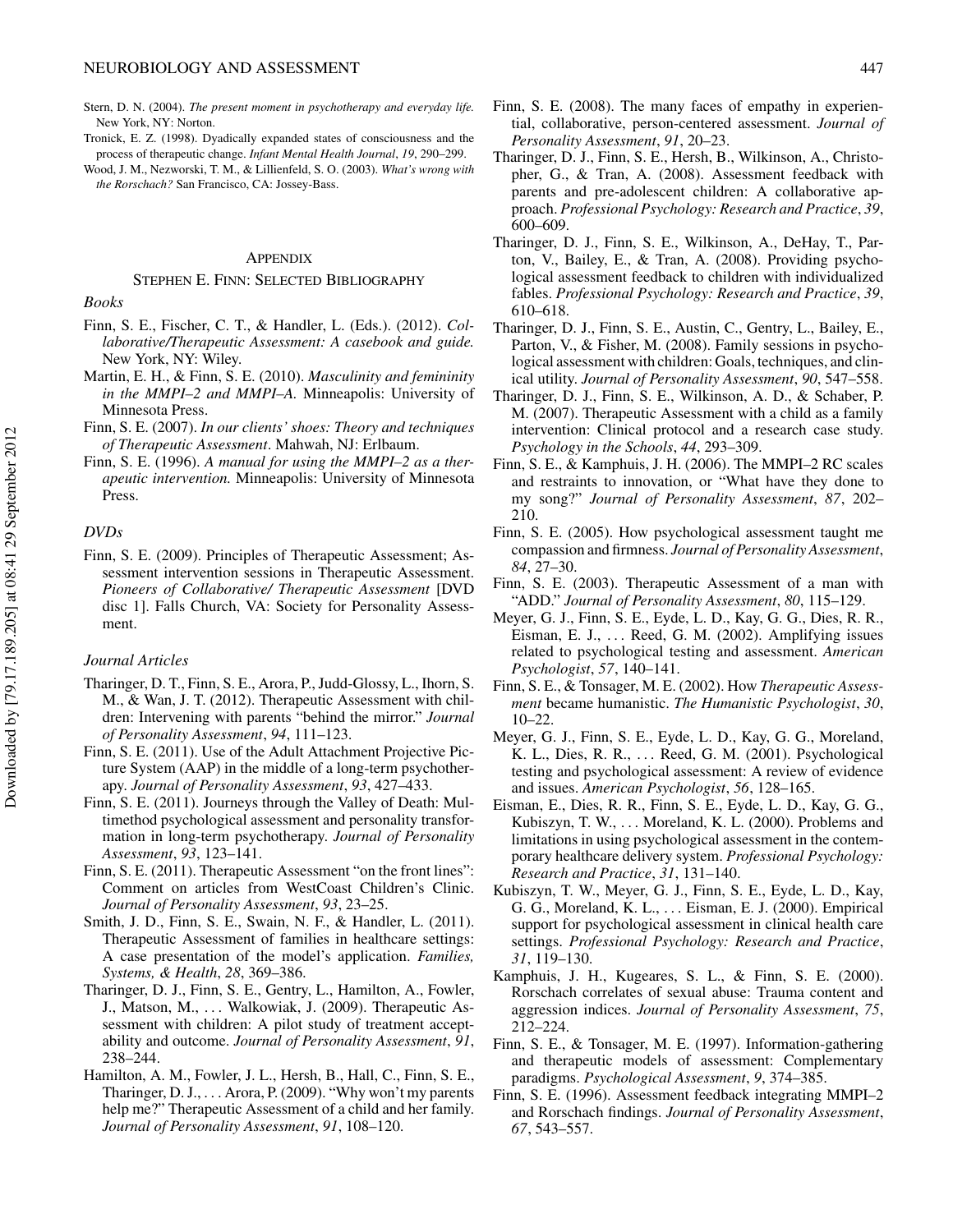Stern, D. N. (2004). *The present moment in psychotherapy and everyday life.* New York, NY: Norton.

Tronick, E. Z. (1998). Dyadically expanded states of consciousness and the process of therapeutic change. *Infant Mental Health Journal*, *19*, 290–299.

Wood, J. M., Nezworski, T. M., & Lillienfeld, S. O. (2003). *What's wrong with the Rorschach?* San Francisco, CA: Jossey-Bass.

## APPENDIX

### STEPHEN E. FINN: SELECTED BIBLIOGRAPHY

#### *Books*

Finn, S. E., Fischer, C. T., & Handler, L. (Eds.). (2012). *Collaborative/Therapeutic Assessment: A casebook and guide.* New York, NY: Wiley.

Martin, E. H., & Finn, S. E. (2010). *Masculinity and femininity in the MMPI–2 and MMPI–A.* Minneapolis: University of Minnesota Press.

Finn, S. E. (2007). *In our clients' shoes: Theory and techniques of Therapeutic Assessment*. Mahwah, NJ: Erlbaum.

Finn, S. E. (1996). *A manual for using the MMPI–2 as a therapeutic intervention.* Minneapolis: University of Minnesota Press.

#### *DVDs*

Finn, S. E. (2009). Principles of Therapeutic Assessment; Assessment intervention sessions in Therapeutic Assessment. *Pioneers of Collaborative/ Therapeutic Assessment* [DVD disc 1]. Falls Church, VA: Society for Personality Assessment.

#### *Journal Articles*

Tharinger, D. T., Finn, S. E., Arora, P., Judd-Glossy, L., Ihorn, S. M., & Wan, J. T. (2012). Therapeutic Assessment with children: Intervening with parents "behind the mirror." *Journal of Personality Assessment*, *94*, 111–123.

Finn, S. E. (2011). Use of the Adult Attachment Projective Picture System (AAP) in the middle of a long-term psychotherapy. *Journal of Personality Assessment*, *93*, 427–433.

Finn, S. E. (2011). Journeys through the Valley of Death: Multimethod psychological assessment and personality transformation in long-term psychotherapy. *Journal of Personality Assessment*, *93*, 123–141.

Finn, S. E. (2011). Therapeutic Assessment "on the front lines": Comment on articles from WestCoast Children's Clinic. *Journal of Personality Assessment*, *93*, 23–25.

Smith, J. D., Finn, S. E., Swain, N. F., & Handler, L. (2011). Therapeutic Assessment of families in healthcare settings: A case presentation of the model's application. *Families, Systems, & Health*, *28*, 369–386.

Tharinger, D. J., Finn, S. E., Gentry, L., Hamilton, A., Fowler, J., Matson, M., ... Walkowiak, J. (2009). Therapeutic Assessment with children: A pilot study of treatment acceptability and outcome. *Journal of Personality Assessment*, *91*, 238–244.

Hamilton, A. M., Fowler, J. L., Hersh, B., Hall, C., Finn, S. E., Tharinger, D. J., ... Arora, P. (2009). "Why won't my parents help me?" Therapeutic Assessment of a child and her family. *Journal of Personality Assessment*, *91*, 108–120.

Finn, S. E. (2008). The many faces of empathy in experiential, collaborative, person-centered assessment. *Journal of Personality Assessment*, *91*, 20–23.

Tharinger, D. J., Finn, S. E., Hersh, B., Wilkinson, A., Christopher, G., & Tran, A. (2008). Assessment feedback with parents and pre-adolescent children: A collaborative approach. *Professional Psychology: Research and Practice*, *39*, 600–609.

Tharinger, D. J., Finn, S. E., Wilkinson, A., DeHay, T., Parton, V., Bailey, E., & Tran, A. (2008). Providing psychological assessment feedback to children with individualized fables. *Professional Psychology: Research and Practice*, *39*, 610–618.

Tharinger, D. J., Finn, S. E., Austin, C., Gentry, L., Bailey, E., Parton, V., & Fisher, M. (2008). Family sessions in psychological assessment with children: Goals, techniques, and clinical utility. *Journal of Personality Assessment*, *90*, 547–558.

Tharinger, D. J., Finn, S. E., Wilkinson, A. D., & Schaber, P. M. (2007). Therapeutic Assessment with a child as a family intervention: Clinical protocol and a research case study. *Psychology in the Schools*, *44*, 293–309.

Finn, S. E., & Kamphuis, J. H. (2006). The MMPI–2 RC scales and restraints to innovation, or "What have they done to my song?" *Journal of Personality Assessment*, *87*, 202–210.

Finn, S. E. (2005). How psychological assessment taught me compassion and firmness. *Journal of Personality Assessment*, *84*, 27–30.

Finn, S. E. (2003). Therapeutic Assessment of a man with "ADD." *Journal of Personality Assessment*, *80*, 115–129.

Meyer, G. J., Finn, S. E., Eyde, L. D., Kay, G. G., Dies, R. R., Eisman, E. J., ... Reed, G. M. (2002). Amplifying issues related to psychological testing and assessment. *American Psychologist*, *57*, 140–141.

Finn, S. E., & Tonsager, M. E. (2002). How *Therapeutic Assessment* became humanistic. *The Humanistic Psychologist*, *30*, 10–22.

Meyer, G. J., Finn, S. E., Eyde, L. D., Kay, G. G., Moreland, K. L., Dies, R. R., ... Reed, G. M. (2001). Psychological testing and psychological assessment: A review of evidence and issues. *American Psychologist*, *56*, 128–165.

Eisman, E., Dies, R. R., Finn, S. E., Eyde, L. D., Kay, G. G., Kubiszyn, T. W., ... Moreland, K. L. (2000). Problems and limitations in using psychological assessment in the contemporary healthcare delivery system. *Professional Psychology: Research and Practice*, *31*, 131–140.

Kubiszyn, T. W., Meyer, G. J., Finn, S. E., Eyde, L. D., Kay, G. G., Moreland, K. L., ... Eisman, E. J. (2000). Empirical support for psychological assessment in clinical health care settings. *Professional Psychology: Research and Practice*, *31*, 119–130.

Kamphuis, J. H., Kugeares, S. L., & Finn, S. E. (2000). Rorschach correlates of sexual abuse: Trauma content and aggression indices. *Journal of Personality Assessment*, *75*, 212–224.

Finn, S. E., & Tonsager, M. E. (1997). Information-gathering and therapeutic models of assessment: Complementary paradigms. *Psychological Assessment*, *9*, 374–385.

Finn, S. E. (1996). Assessment feedback integrating MMPI–2 and Rorschach findings. *Journal of Personality Assessment*, *67*, 543–557.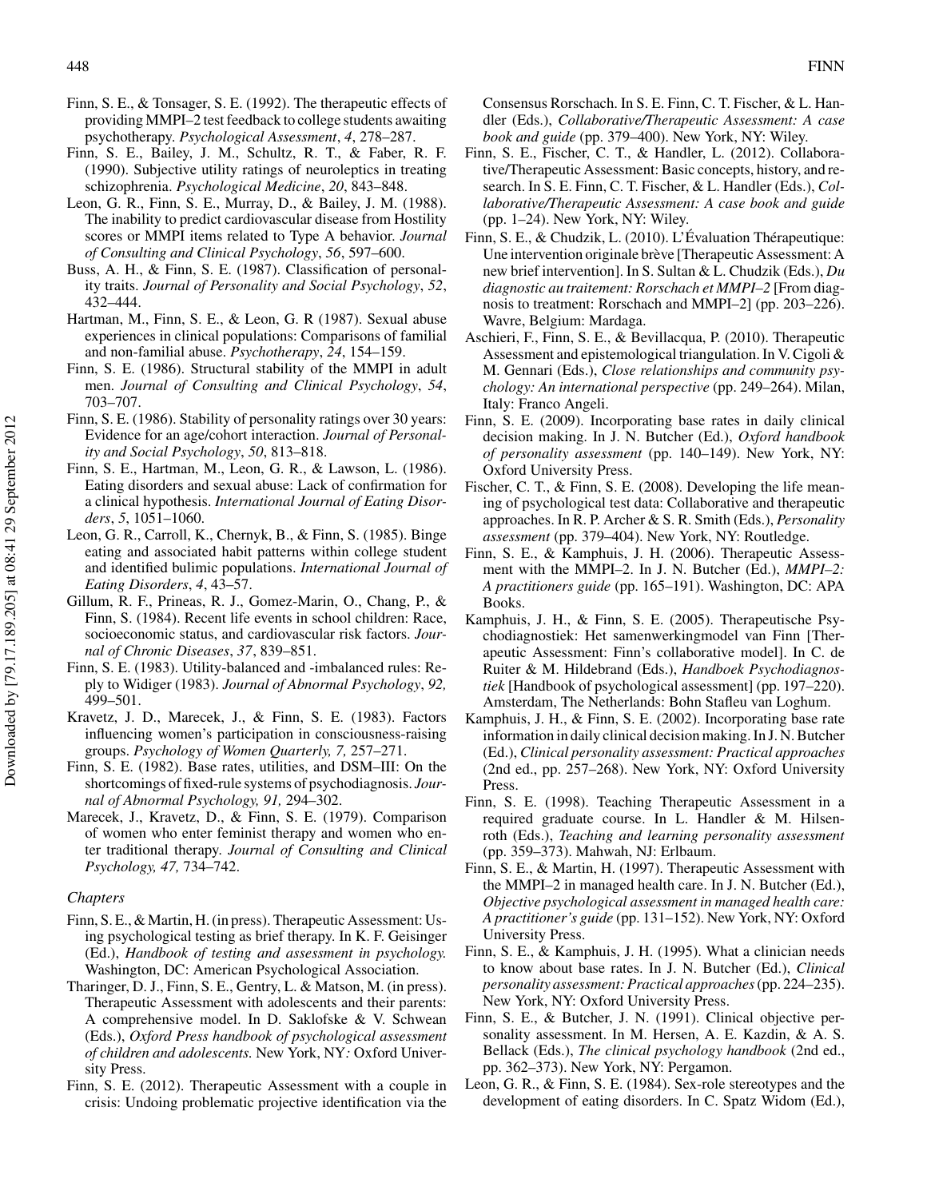Finn, S. E., & Tonsager, S. E. (1992). The therapeutic effects of providing MMPI–2 test feedback to college students awaiting psychotherapy. *Psychological Assessment*, *4*, 278–287.

Finn, S. E., Bailey, J. M., Schultz, R. T., & Faber, R. F. (1990). Subjective utility ratings of neuroleptics in treating schizophrenia. *Psychological Medicine*, *20*, 843–848.

Leon, G. R., Finn, S. E., Murray, D., & Bailey, J. M. (1988). The inability to predict cardiovascular disease from Hostility scores or MMPI items related to Type A behavior. *Journal of Consulting and Clinical Psychology*, *56*, 597–600.

Buss, A. H., & Finn, S. E. (1987). Classification of personality traits. *Journal of Personality and Social Psychology*, *52*, 432–444.

Hartman, M., Finn, S. E., & Leon, G. R (1987). Sexual abuse experiences in clinical populations: Comparisons of familial and non-familial abuse. *Psychotherapy*, *24*, 154–159.

Finn, S. E. (1986). Structural stability of the MMPI in adult men. *Journal of Consulting and Clinical Psychology*, *54*, 703–707.

Finn, S. E. (1986). Stability of personality ratings over 30 years: Evidence for an age/cohort interaction. *Journal of Personality and Social Psychology*, *50*, 813–818.

Finn, S. E., Hartman, M., Leon, G. R., & Lawson, L. (1986). Eating disorders and sexual abuse: Lack of confirmation for a clinical hypothesis. *International Journal of Eating Disorders*, *5*, 1051–1060.

Leon, G. R., Carroll, K., Chernyk, B., & Finn, S. (1985). Binge eating and associated habit patterns within college student and identified bulimic populations. *International Journal of Eating Disorders*, *4*, 43–57.

Gillum, R. F., Prineas, R. J., Gomez-Marin, O., Chang, P., & Finn, S. (1984). Recent life events in school children: Race, socioeconomic status, and cardiovascular risk factors. *Journal of Chronic Diseases*, *37*, 839–851.

Finn, S. E. (1983). Utility-balanced and -imbalanced rules: Reply to Widiger (1983). *Journal of Abnormal Psychology*, *92,* 499–501.

Kravetz, J. D., Marecek, J., & Finn, S. E. (1983). Factors influencing women's participation in consciousness-raising groups. *Psychology of Women Quarterly, 7,* 257–271.

Finn, S. E. (1982). Base rates, utilities, and DSM–III: On the shortcomings of fixed-rule systems of psychodiagnosis. *Journal of Abnormal Psychology, 91,* 294–302.

Marecek, J., Kravetz, D., & Finn, S. E. (1979). Comparison of women who enter feminist therapy and women who enter traditional therapy. *Journal of Consulting and Clinical Psychology, 47,* 734–742.

*Chapters*

Finn, S. E., & Martin, H. (in press). Therapeutic Assessment: Using psychological testing as brief therapy. In K. F. Geisinger (Ed.), *Handbook of testing and assessment in psychology.* Washington, DC: American Psychological Association.

Tharinger, D. J., Finn, S. E., Gentry, L. & Matson, M. (in press). Therapeutic Assessment with adolescents and their parents: A comprehensive model. In D. Saklofske & V. Schwean (Eds.), *Oxford Press handbook of psychological assessment of children and adolescents.* New York, NY*:* Oxford University Press.

Finn, S. E. (2012). Therapeutic Assessment with a couple in crisis: Undoing problematic projective identification via the Consensus Rorschach. In S. E. Finn, C. T. Fischer, & L. Handler (Eds.), *Collaborative/Therapeutic Assessment: A case book and guide* (pp. 379–400). New York, NY: Wiley.

Finn, S. E., Fischer, C. T., & Handler, L. (2012). Collaborative/Therapeutic Assessment: Basic concepts, history, and research. In S. E. Finn, C. T. Fischer, & L. Handler (Eds.), *Collaborative/Therapeutic Assessment: A case book and guide* (pp. 1–24). New York, NY: Wiley.

Finn, S. E., & Chudzik, L. (2010). L'Évaluation Thérapeutique: Une intervention originale brève [Therapeutic Assessment: A new brief intervention]. In S. Sultan & L. Chudzik (Eds.), *Du diagnostic au traitement: Rorschach et MMPI–2* [From diagnosis to treatment: Rorschach and MMPI–2] (pp. 203–226). Wavre, Belgium: Mardaga.

Aschieri, F., Finn, S. E., & Bevillacqua, P. (2010). Therapeutic Assessment and epistemological triangulation. In V. Cigoli & M. Gennari (Eds.), *Close relationships and community psychology: An international perspective* (pp. 249–264). Milan, Italy: Franco Angeli.

Finn, S. E. (2009). Incorporating base rates in daily clinical decision making. In J. N. Butcher (Ed.), *Oxford handbook of personality assessment* (pp. 140–149). New York, NY: Oxford University Press.

Fischer, C. T., & Finn, S. E. (2008). Developing the life meaning of psychological test data: Collaborative and therapeutic approaches. In R. P. Archer & S. R. Smith (Eds.), *Personality assessment* (pp. 379–404). New York, NY: Routledge.

Finn, S. E., & Kamphuis, J. H. (2006). Therapeutic Assessment with the MMPI–2. In J. N. Butcher (Ed.), *MMPI–2: A practitioners guide* (pp. 165–191). Washington, DC: APA Books.

Kamphuis, J. H., & Finn, S. E. (2005). Therapeutische Psychodiagnostiek: Het samenwerkingmodel van Finn [Therapeutic Assessment: Finn's collaborative model]. In C. de Ruiter & M. Hildebrand (Eds.), *Handboek Psychodiagnostiek* [Handbook of psychological assessment] (pp. 197–220). Amsterdam, The Netherlands: Bohn Stafleu van Loghum.

Kamphuis, J. H., & Finn, S. E. (2002). Incorporating base rate information in daily clinical decision making. In J. N. Butcher (Ed.), *Clinical personality assessment: Practical approaches* (2nd ed., pp. 257–268). New York, NY: Oxford University Press.

Finn, S. E. (1998). Teaching Therapeutic Assessment in a required graduate course. In L. Handler & M. Hilsenroth (Eds.), *Teaching and learning personality assessment* (pp. 359–373). Mahwah, NJ: Erlbaum.

Finn, S. E., & Martin, H. (1997). Therapeutic Assessment with the MMPI–2 in managed health care. In J. N. Butcher (Ed.), *Objective psychological assessment in managed health care: A practitioner's guide* (pp. 131–152). New York, NY: Oxford University Press.

Finn, S. E., & Kamphuis, J. H. (1995). What a clinician needs to know about base rates. In J. N. Butcher (Ed.), *Clinical personality assessment: Practical approaches* (pp. 224–235). New York, NY: Oxford University Press.

Finn, S. E., & Butcher, J. N. (1991). Clinical objective personality assessment. In M. Hersen, A. E. Kazdin, & A. S. Bellack (Eds.), *The clinical psychology handbook* (2nd ed., pp. 362–373). New York, NY: Pergamon.

Leon, G. R., & Finn, S. E. (1984). Sex-role stereotypes and the development of eating disorders. In C. Spatz Widom (Ed.),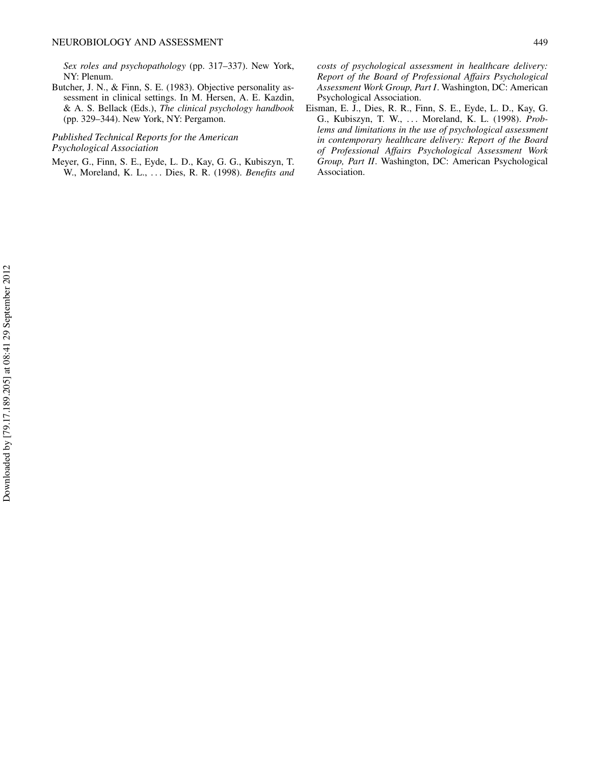*Sex roles and psychopathology* (pp. 317–337). New York, NY: Plenum.

Butcher, J. N., & Finn, S. E. (1983). Objective personality assessment in clinical settings. In M. Hersen, A. E. Kazdin, & A. S. Bellack (Eds.), *The clinical psychology handbook* (pp. 329–344). New York, NY: Pergamon.

*Published Technical Reports for the American Psychological Association*

Meyer, G., Finn, S. E., Eyde, L. D., Kay, G. G., Kubiszyn, T. W., Moreland, K. L., ... Dies, R. R. (1998). *Benefits and costs of psychological assessment in healthcare delivery: Report of the Board of Professional Affairs Psychological Assessment Work Group, Part I*. Washington, DC: American Psychological Association.

Eisman, E. J., Dies, R. R., Finn, S. E., Eyde, L. D., Kay, G. G., Kubiszyn, T. W., ... Moreland, K. L. (1998). *Problems and limitations in the use of psychological assessment in contemporary healthcare delivery: Report of the Board of Professional Affairs Psychological Assessment Work Group, Part II*. Washington, DC: American Psychological Association.